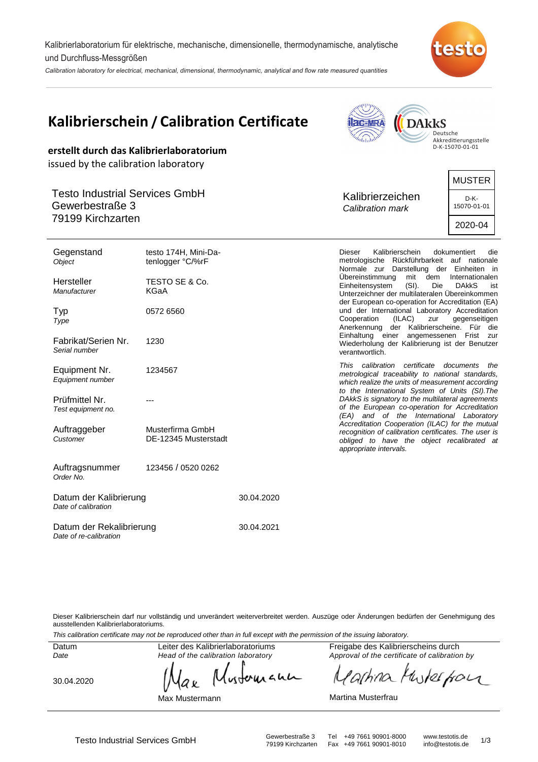Kalibrierlaboratorium für elektrische, mechanische, dimensionelle, thermodynamische, analytische und Durchfluss-Messgrößen

*Calibration laboratory for electrical, mechanical, dimensional, thermodynamic, analytical and flow rate measured quantities*

# Kalibrierschein / Calibration Certificate

**erstellt durch das Kalibrierlaboratorium**

issued by the calibration laboratory

Deutsche Akkreditierungsstelle D-K-15070-01-01

Testo Industrial Services GmbH
Gewerbestraße 3
79199 Kirchzarten

Kalibrierzeichen
*Calibration mark*

| MUSTER |
|---|
| D-K-15070-01-01 |
| 2020-04 |

| | |
|---|---|
| Gegenstand *Object* | testo 174H, Mini-Datenlogger °C/%rF |
| Hersteller *Manufacturer* | TESTO SE & Co. KGaA |
| Typ *Type* | 0572 6560 |
| Fabrikat/Serien Nr. *Serial number* | 1230 |
| Equipment Nr. *Equipment number* | 1234567 |
| Prüfmittel Nr. *Test equipment no.* | --- |
| Auftraggeber *Customer* | Musterfirma GmbH DE-12345 Musterstadt |
| Auftragsnummer *Order No.* | 123456 / 0520 0262 |
| Datum der Kalibrierung *Date of calibration* | 30.04.2020 |
| Datum der Rekalibrierung *Date of re-calibration* | 30.04.2021 |

Dieser Kalibrierschein dokumentiert die metrologische Rückführbarkeit auf nationale Normale zur Darstellung der Einheiten in Übereinstimmung mit dem Internationalen Einheitensystem (SI). Die DAkkS ist Unterzeichner der multilateralen Übereinkommen der European co-operation for Accreditation (EA) und der International Laboratory Accreditation Cooperation (ILAC) zur gegenseitigen Anerkennung der Kalibrierscheine. Für die Einhaltung einer angemessenen Frist zur Wiederholung der Kalibrierung ist der Benutzer verantwortlich.

*This calibration certificate documents the metrological traceability to national standards, which realize the units of measurement according to the International System of Units (SI).The DAkkS is signatory to the multilateral agreements of the European co-operation for Accreditation (EA) and of the International Laboratory Accreditation Cooperation (ILAC) for the mutual recognition of calibration certificates. The user is obliged to have the object recalibrated at appropriate intervals.*

Dieser Kalibrierschein darf nur vollständig und unverändert weiterverbreitet werden. Auszüge oder Änderungen bedürfen der Genehmigung des ausstellenden Kalibrierlaboratoriums.

*This calibration certificate may not be reproduced other than in full except with the permission of the issuing laboratory.*

| Datum *Date* | Leiter des Kalibrierlaboratoriums *Head of the calibration laboratory* | Freigabe des Kalibrierscheins durch *Approval of the certificate of calibration by* |
|---|---|---|
| 30.04.2020 | Max Mustermann | Martina Musterfrau |

Testo Industrial Services GmbH
Gewerbestraße 3
79199 Kirchzarten
Tel +49 7661 90901-8000
Fax +49 7661 90901-8010
www.testotis.de
info@testotis.de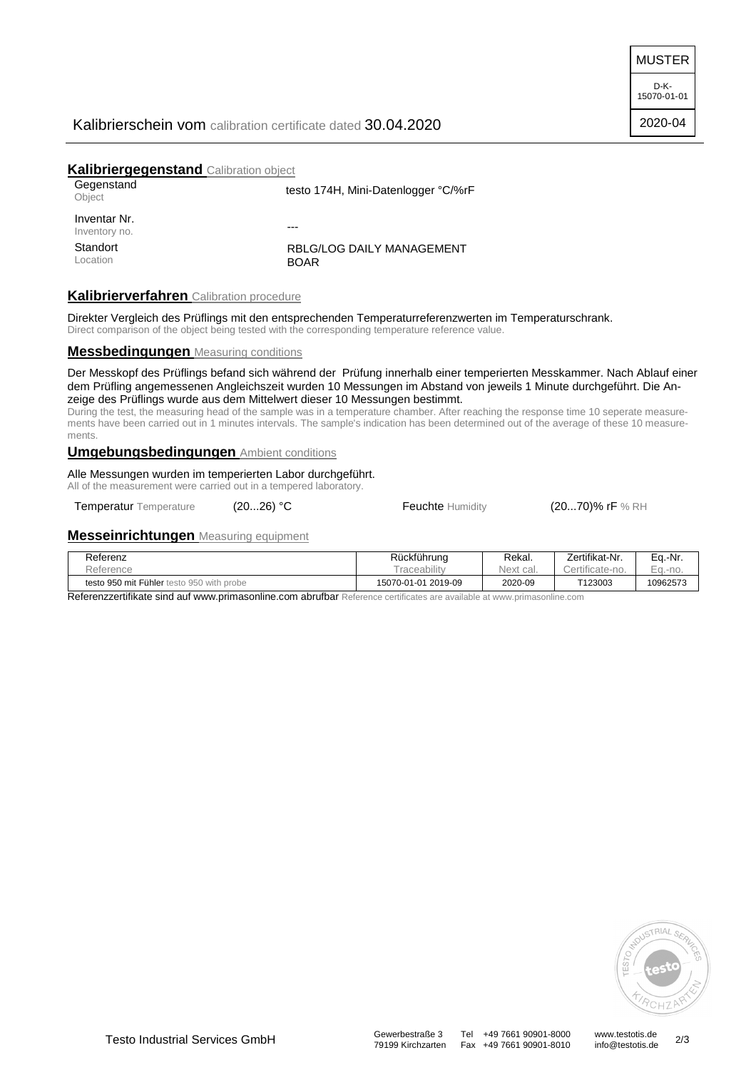MUSTER

D-K-
15070-01-01

2020-04

Kalibrierschein vom calibration certificate dated 30.04.2020

## Kalibriergegenstand Calibration object

| | |
|---|---|
| Gegenstand Object | testo 174H, Mini-Datenlogger °C/%rF |
| Inventar Nr. Inventory no. | --- |
| Standort Location | RBLG/LOG DAILY MANAGEMENT BOAR |

## Kalibrierverfahren Calibration procedure

Direkter Vergleich des Prüflings mit den entsprechenden Temperaturreferenzwerten im Temperaturschrank.
Direct comparison of the object being tested with the corresponding temperature reference value.

## Messbedingungen Measuring conditions

Der Messkopf des Prüflings befand sich während der Prüfung innerhalb einer temperierten Messkammer. Nach Ablauf einer dem Prüfling angemessenen Angleichszeit wurden 10 Messungen im Abstand von jeweils 1 Minute durchgeführt. Die Anzeige des Prüflings wurde aus dem Mittelwert dieser 10 Messungen bestimmt.
During the test, the measuring head of the sample was in a temperature chamber. After reaching the response time 10 seperate measurements have been carried out in 1 minutes intervals. The sample's indication has been determined out of the average of these 10 measurements.

## Umgebungsbedingungen Ambient conditions

Alle Messungen wurden im temperierten Labor durchgeführt.
All of the measurement were carried out in a tempered laboratory.

Temperatur Temperature (20...26) °C    Feuchte Humidity (20...70)% rF % RH

## Messeinrichtungen Measuring equipment

| Referenz Reference | Rückführung Traceability | Rekal. Next cal. | Zertifikat-Nr. Certificate-no. | Eq.-Nr. Eq.-no. |
|---|---|---|---|---|
| testo 950 mit Fühler testo 950 with probe | 15070-01-01 2019-09 | 2020-09 | T123003 | 10962573 |

Referenzzertifikate sind auf www.primasonline.com abrufbar Reference certificates are available at www.primasonline.com

Testo Industrial Services GmbH    Gewerbestraße 3, 79199 Kirchzarten    Tel +49 7661 90901-8000, Fax +49 7661 90901-8010    www.testotis.de, info@testotis.de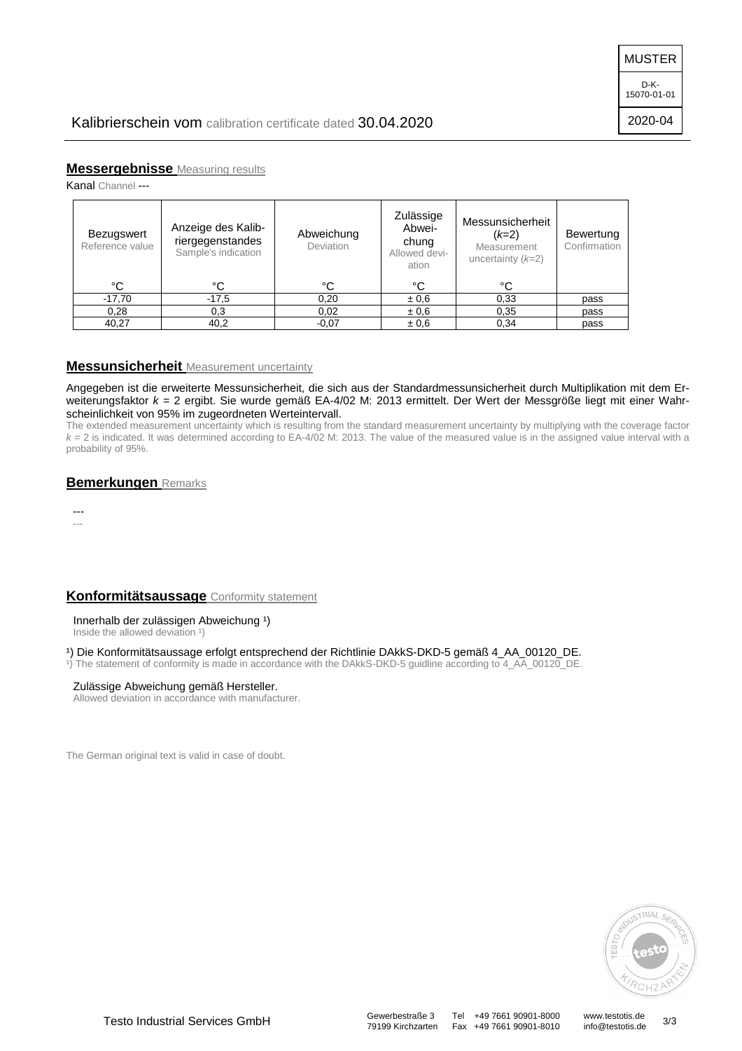MUSTER

D-K-15070-01-01

2020-04

Kalibrierschein vom calibration certificate dated 30.04.2020

## Messergebnisse Measuring results

Kanal Channel ---

| Bezugswert Reference value | Anzeige des Kalibriergegenstandes Sample's indication | Abweichung Deviation | Zulässige Abweichung Allowed deviation | Messunsicherheit ($k$=2) Measurement uncertainty ($k$=2) | Bewertung Confirmation |
|---|---|---|---|---|---|
| °C | °C | °C | °C | °C | |
| -17,70 | -17,5 | 0,20 | ± 0,6 | 0,33 | pass |
| 0,28 | 0,3 | 0,02 | ± 0,6 | 0,35 | pass |
| 40,27 | 40,2 | -0,07 | ± 0,6 | 0,34 | pass |

## Messunsicherheit Measurement uncertainty

Angegeben ist die erweiterte Messunsicherheit, die sich aus der Standardmessunsicherheit durch Multiplikation mit dem Erweiterungsfaktor $k$ = 2 ergibt. Sie wurde gemäß EA-4/02 M: 2013 ermittelt. Der Wert der Messgröße liegt mit einer Wahrscheinlichkeit von 95% im zugeordneten Werteintervall.

The extended measurement uncertainty which is resulting from the standard measurement uncertainty by multiplying with the coverage factor $k$ = 2 is indicated. It was determined according to EA-4/02 M: 2013. The value of the measured value is in the assigned value interval with a probability of 95%.

## Bemerkungen Remarks

---

---

## Konformitätsaussage Conformity statement

Innerhalb der zulässigen Abweichung [1])
Inside the allowed deviation [1])

[1]) Die Konformitätsaussage erfolgt entsprechend der Richtlinie DAkkS-DKD-5 gemäß 4_AA_00120_DE.
[1]) The statement of conformity is made in accordance with the DAkkS-DKD-5 guidline according to 4_AA_00120_DE.

Zulässige Abweichung gemäß Hersteller.
Allowed deviation in accordance with manufacturer.

The German original text is valid in case of doubt.

Testo Industrial Services GmbH

Gewerbestraße 3
79199 Kirchzarten

Tel +49 7661 90901-8000
Fax +49 7661 90901-8010

www.testotis.de
info@testotis.de